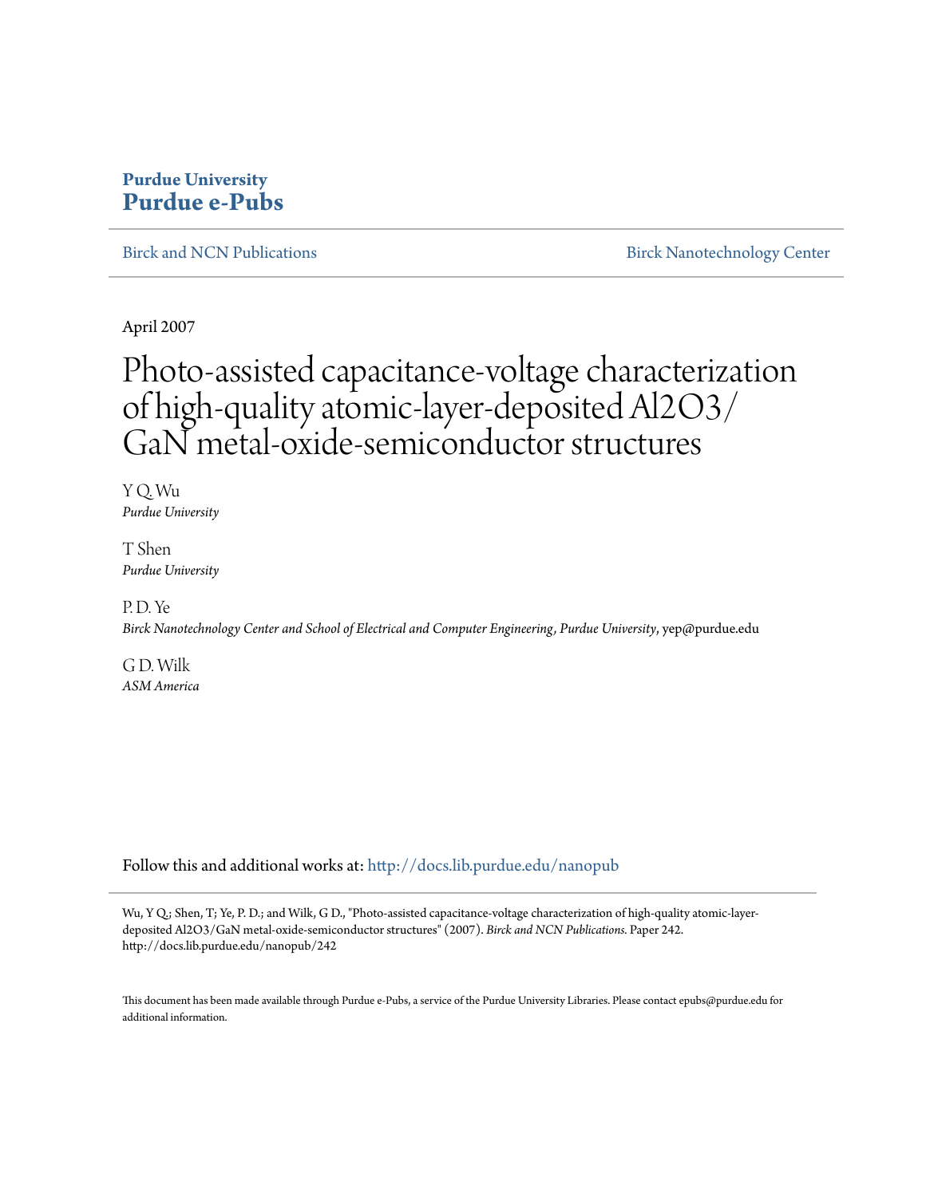**Purdue University**
**Purdue e-Pubs**

Birck and NCN Publications | Birck Nanotechnology Center

April 2007

# Photo-assisted capacitance-voltage characterization of high-quality atomic-layer-deposited Al2O3/GaN metal-oxide-semiconductor structures

Y Q. Wu
*Purdue University*

T Shen
*Purdue University*

P. D. Ye
*Birck Nanotechnology Center and School of Electrical and Computer Engineering, Purdue University*, yep@purdue.edu

G D. Wilk
*ASM America*

Follow this and additional works at: http://docs.lib.purdue.edu/nanopub

Wu, Y Q.; Shen, T; Ye, P. D.; and Wilk, G D., "Photo-assisted capacitance-voltage characterization of high-quality atomic-layer-deposited Al2O3/GaN metal-oxide-semiconductor structures" (2007). *Birck and NCN Publications*. Paper 242. http://docs.lib.purdue.edu/nanopub/242

This document has been made available through Purdue e-Pubs, a service of the Purdue University Libraries. Please contact epubs@purdue.edu for additional information.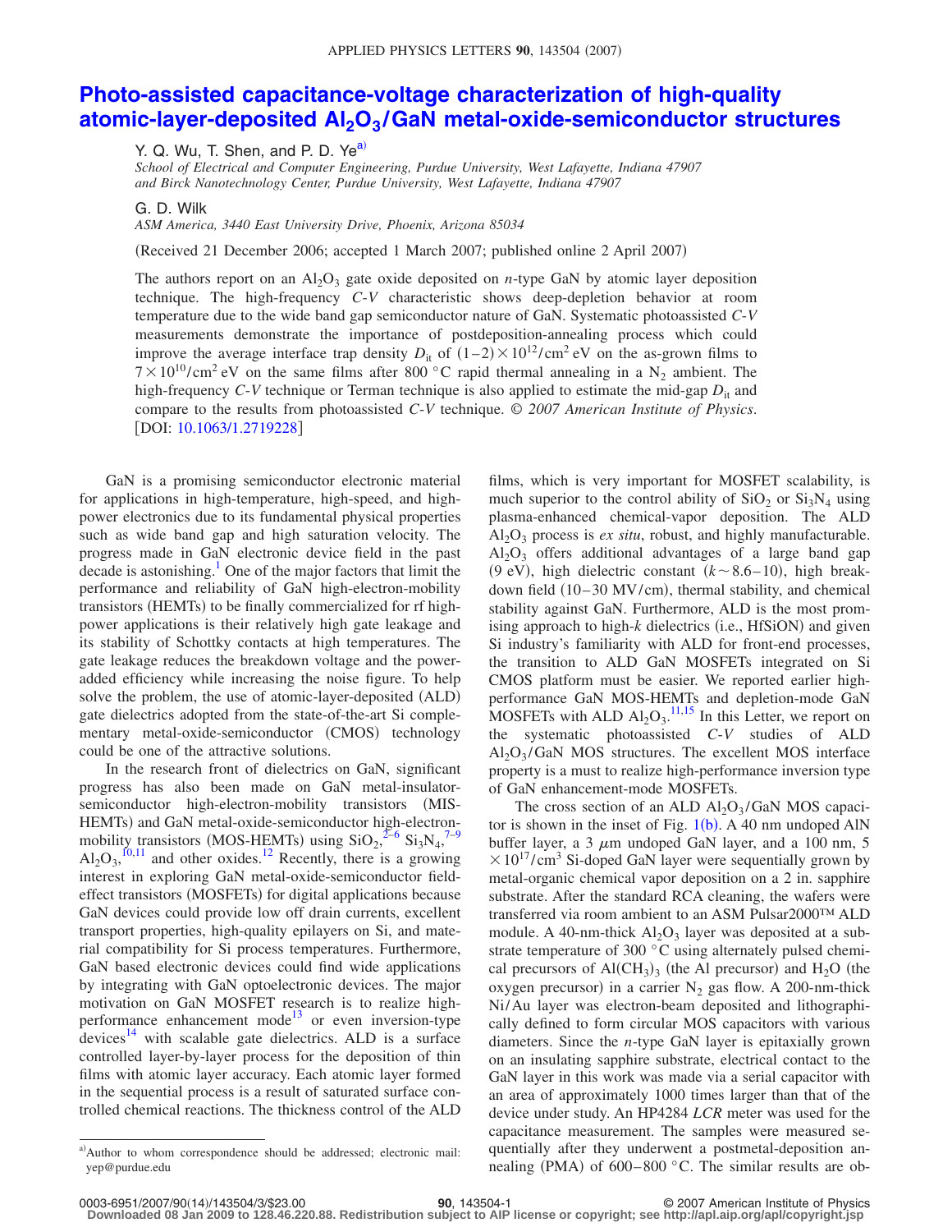# Photo-assisted capacitance-voltage characterization of high-quality atomic-layer-deposited $Al_2O_3$/GaN metal-oxide-semiconductor structures

Y. Q. Wu, T. Shen, and P. D. Ye[a)]

*School of Electrical and Computer Engineering, Purdue University, West Lafayette, Indiana 47907 and Birck Nanotechnology Center, Purdue University, West Lafayette, Indiana 47907*

G. D. Wilk

*ASM America, 3440 East University Drive, Phoenix, Arizona 85034*

(Received 21 December 2006; accepted 1 March 2007; published online 2 April 2007)

The authors report on an $Al_2O_3$ gate oxide deposited on *n*-type GaN by atomic layer deposition technique. The high-frequency *C-V* characteristic shows deep-depletion behavior at room temperature due to the wide band gap semiconductor nature of GaN. Systematic photoassisted *C-V* measurements demonstrate the importance of postdeposition-annealing process which could improve the average interface trap density $D_{it}$ of $(1-2)\times 10^{12}/\mathrm{cm}^2\,\mathrm{eV}$ on the as-grown films to $7\times 10^{10}/\mathrm{cm}^2\,\mathrm{eV}$ on the same films after 800 °C rapid thermal annealing in a $N_2$ ambient. The high-frequency *C-V* technique or Terman technique is also applied to estimate the mid-gap $D_{it}$ and compare to the results from photoassisted *C-V* technique. © *2007 American Institute of Physics*. [DOI: 10.1063/1.2719228]

GaN is a promising semiconductor electronic material for applications in high-temperature, high-speed, and high-power electronics due to its fundamental physical properties such as wide band gap and high saturation velocity. The progress made in GaN electronic device field in the past decade is astonishing.[1] One of the major factors that limit the performance and reliability of GaN high-electron-mobility transistors (HEMTs) to be finally commercialized for rf high-power applications is their relatively high gate leakage and its stability of Schottky contacts at high temperatures. The gate leakage reduces the breakdown voltage and the power-added efficiency while increasing the noise figure. To help solve the problem, the use of atomic-layer-deposited (ALD) gate dielectrics adopted from the state-of-the-art Si complementary metal-oxide-semiconductor (CMOS) technology could be one of the attractive solutions.

In the research front of dielectrics on GaN, significant progress has also been made on GaN metal-insulator-semiconductor high-electron-mobility transistors (MIS-HEMTs) and GaN metal-oxide-semiconductor high-electron-mobility transistors (MOS-HEMTs) using $SiO_2$,[2–6] $Si_3N_4$,[7–9] $Al_2O_3$,[10,11] and other oxides.[12] Recently, there is a growing interest in exploring GaN metal-oxide-semiconductor field-effect transistors (MOSFETs) for digital applications because GaN devices could provide low off drain currents, excellent transport properties, high-quality epilayers on Si, and material compatibility for Si process temperatures. Furthermore, GaN based electronic devices could find wide applications by integrating with GaN optoelectronic devices. The major motivation on GaN MOSFET research is to realize high-performance enhancement mode[13] or even inversion-type devices[14] with scalable gate dielectrics. ALD is a surface controlled layer-by-layer process for the deposition of thin films with atomic layer accuracy. Each atomic layer formed in the sequential process is a result of saturated surface controlled chemical reactions. The thickness control of the ALD films, which is very important for MOSFET scalability, is much superior to the control ability of $SiO_2$ or $Si_3N_4$ using plasma-enhanced chemical-vapor deposition. The ALD $Al_2O_3$ process is *ex situ*, robust, and highly manufacturable. $Al_2O_3$ offers additional advantages of a large band gap (9 eV), high dielectric constant ($k\sim 8.6-10$), high breakdown field (10–30 MV/cm), thermal stability, and chemical stability against GaN. Furthermore, ALD is the most promising approach to high-*k* dielectrics (i.e., HfSiON) and given Si industry's familiarity with ALD for front-end processes, the transition to ALD GaN MOSFETs integrated on Si CMOS platform must be easier. We reported earlier high-performance GaN MOS-HEMTs and depletion-mode GaN MOSFETs with ALD $Al_2O_3$.[11,15] In this Letter, we report on the systematic photoassisted *C-V* studies of ALD $Al_2O_3$/GaN MOS structures. The excellent MOS interface property is a must to realize high-performance inversion type of GaN enhancement-mode MOSFETs.

The cross section of an ALD $Al_2O_3$/GaN MOS capacitor is shown in the inset of Fig. 1(b). A 40 nm undoped AlN buffer layer, a 3 $\mu$m undoped GaN layer, and a 100 nm, $5\times 10^{17}/\mathrm{cm}^3$ Si-doped GaN layer were sequentially grown by metal-organic chemical vapor deposition on a 2 in. sapphire substrate. After the standard RCA cleaning, the wafers were transferred via room ambient to an ASM Pulsar2000™ ALD module. A 40-nm-thick $Al_2O_3$ layer was deposited at a substrate temperature of 300 °C using alternately pulsed chemical precursors of $Al(CH_3)_3$ (the Al precursor) and $H_2O$ (the oxygen precursor) in a carrier $N_2$ gas flow. A 200-nm-thick Ni/Au layer was electron-beam deposited and lithographically defined to form circular MOS capacitors with various diameters. Since the *n*-type GaN layer is epitaxially grown on an insulating sapphire substrate, electrical contact to the GaN layer in this work was made via a serial capacitor with an area of approximately 1000 times larger than that of the device under study. An HP4284 *LCR* meter was used for the capacitance measurement. The samples were measured sequentially after they underwent a postmetal-deposition annealing (PMA) of 600–800 °C. The similar results are ob-

[a)]Author to whom correspondence should be addressed; electronic mail: yep@purdue.edu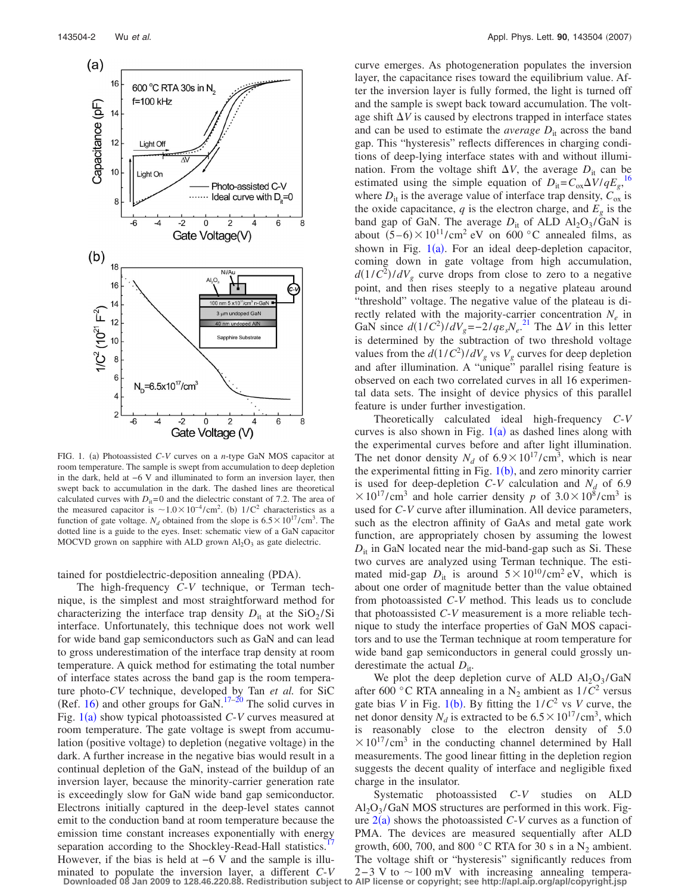FIG. 1. (a) Photoassisted *C-V* curves on a *n*-type GaN MOS capacitor at room temperature. The sample is swept from accumulation to deep depletion in the dark, held at −6 V and illuminated to form an inversion layer, then swept back to accumulation in the dark. The dashed lines are theoretical calculated curves with $D_{it}$=0 and the dielectric constant of 7.2. The area of the measured capacitor is $\sim 1.0\times10^{-4}/\text{cm}^2$. (b) $1/C^2$ characteristics as a function of gate voltage. $N_d$ obtained from the slope is $6.5\times10^{17}/\text{cm}^3$. The dotted line is a guide to the eyes. Inset: schematic view of a GaN capacitor MOCVD grown on sapphire with ALD grown $Al_2O_3$ as gate dielectric.

tained for postdielectric-deposition annealing (PDA).

The high-frequency *C-V* technique, or Terman technique, is the simplest and most straightforward method for characterizing the interface trap density $D_{it}$ at the $SiO_2$/Si interface. Unfortunately, this technique does not work well for wide band gap semiconductors such as GaN and can lead to gross underestimation of the interface trap density at room temperature. A quick method for estimating the total number of interface states across the band gap is the room temperature photo-*CV* technique, developed by Tan *et al.* for SiC (Ref. 16) and other groups for GaN.[17–20] The solid curves in Fig. 1(a) show typical photoassisted *C-V* curves measured at room temperature. The gate voltage is swept from accumulation (positive voltage) to depletion (negative voltage) in the dark. A further increase in the negative bias would result in a continual depletion of the GaN, instead of the buildup of an inversion layer, because the minority-carrier generation rate is exceedingly slow for GaN wide band gap semiconductor. Electrons initially captured in the deep-level states cannot emit to the conduction band at room temperature because the emission time constant increases exponentially with energy separation according to the Shockley-Read-Hall statistics.[17] However, if the bias is held at −6 V and the sample is illuminated to populate the inversion layer, a different *C-V* curve emerges. As photogeneration populates the inversion layer, the capacitance rises toward the equilibrium value. After the inversion layer is fully formed, the light is turned off and the sample is swept back toward accumulation. The voltage shift $\Delta V$ is caused by electrons trapped in interface states and can be used to estimate the *average* $D_{it}$ across the band gap. This "hysteresis" reflects differences in charging conditions of deep-lying interface states with and without illumination. From the voltage shift $\Delta V$, the average $D_{it}$ can be estimated using the simple equation of $D_{it}=C_{ox}\Delta V/qE_g$,[16] where $D_{it}$ is the average value of interface trap density, $C_{ox}$ is the oxide capacitance, $q$ is the electron charge, and $E_g$ is the band gap of GaN. The average $D_{it}$ of ALD $Al_2O_3$/GaN is about $(5-6)\times10^{11}/\text{cm}^2\,\text{eV}$ on 600 °C annealed films, as shown in Fig. 1(a). For an ideal deep-depletion capacitor, coming down in gate voltage from high accumulation, $d(1/C^2)/dV_g$ curve drops from close to zero to a negative point, and then rises steeply to a negative plateau around "threshold" voltage. The negative value of the plateau is directly related with the majority-carrier concentration $N_e$ in GaN since $d(1/C^2)/dV_g=-2/q\varepsilon_s N_e$.[21] The $\Delta V$ in this letter is determined by the subtraction of two threshold voltage values from the $d(1/C^2)/dV_g$ vs $V_g$ curves for deep depletion and after illumination. A "unique" parallel rising feature is observed on each two correlated curves in all 16 experimental data sets. The insight of device physics of this parallel feature is under further investigation.

Theoretically calculated ideal high-frequency *C-V* curves is also shown in Fig. 1(a) as dashed lines along with the experimental curves before and after light illumination. The net donor density $N_d$ of $6.9\times10^{17}/\text{cm}^3$, which is near the experimental fitting in Fig. 1(b), and zero minority carrier is used for deep-depletion *C-V* calculation and $N_d$ of $6.9\times10^{17}/\text{cm}^3$ and hole carrier density $p$ of $3.0\times10^{8}/\text{cm}^3$ is used for *C-V* curve after illumination. All device parameters, such as the electron affinity of GaAs and metal gate work function, are appropriately chosen by assuming the lowest $D_{it}$ in GaN located near the mid-band-gap such as Si. These two curves are analyzed using Terman technique. The estimated mid-gap $D_{it}$ is around $5\times10^{10}/\text{cm}^2\,\text{eV}$, which is about one order of magnitude better than the value obtained from photoassisted *C-V* method. This leads us to conclude that photoassisted *C-V* measurement is a more reliable technique to study the interface properties of GaN MOS capacitors and to use the Terman technique at room temperature for wide band gap semiconductors in general could grossly underestimate the actual $D_{it}$.

We plot the deep depletion curve of ALD $Al_2O_3$/GaN after 600 °C RTA annealing in a $N_2$ ambient as $1/C^2$ versus gate bias $V$ in Fig. 1(b). By fitting the $1/C^2$ vs $V$ curve, the net donor density $N_d$ is extracted to be $6.5\times10^{17}/\text{cm}^3$, which is reasonably close to the electron density of $5.0\times10^{17}/\text{cm}^3$ in the conducting channel determined by Hall measurements. The good linear fitting in the depletion region suggests the decent quality of interface and negligible fixed charge in the insulator.

Systematic photoassisted *C-V* studies on ALD $Al_2O_3$/GaN MOS structures are performed in this work. Figure 2(a) shows the photoassisted *C-V* curves as a function of PMA. The devices are measured sequentially after ALD growth, 600, 700, and 800 °C RTA for 30 s in a $N_2$ ambient. The voltage shift or "hysteresis" significantly reduces from 2–3 V to ~100 mV with increasing annealing tempera-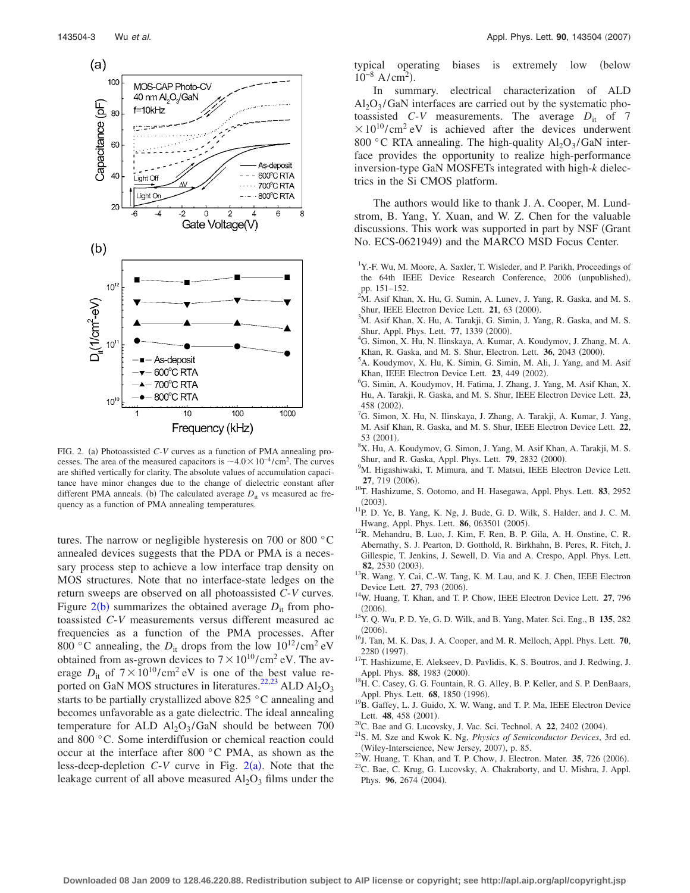(a)

MOS-CAP Photo-CV
40 nm $Al_2O_3$/GaN
f=10kHz

Capacitance (pF)

Gate Voltage(V)

Light Off
Light On
ΔV

As-deposit
600°C RTA
700°C RTA
800°C RTA

(b)

$D_{it}$ (1/cm²-eV)

Frequency (kHz)

As-deposit
600°C RTA
700°C RTA
800°C RTA

FIG. 2. (a) Photoassisted *C-V* curves as a function of PMA annealing processes. The area of the measured capacitors is $\sim 4.0 \times 10^{-4}/\text{cm}^2$. The curves are shifted vertically for clarity. The absolute values of accumulation capacitance have minor changes due to the change of dielectric constant after different PMA anneals. (b) The calculated average $D_{it}$ vs measured ac frequency as a function of PMA annealing temperatures.

tures. The narrow or negligible hysteresis on 700 or 800 °C annealed devices suggests that the PDA or PMA is a necessary process step to achieve a low interface trap density on MOS structures. Note that no interface-state ledges on the return sweeps are observed on all photoassisted *C-V* curves. Figure 2(b) summarizes the obtained average $D_{it}$ from photoassisted *C-V* measurements versus different measured ac frequencies as a function of the PMA processes. After 800 °C annealing, the $D_{it}$ drops from the low $10^{12}/\text{cm}^2\,\text{eV}$ obtained from as-grown devices to $7 \times 10^{10}/\text{cm}^2\,\text{eV}$. The average $D_{it}$ of $7 \times 10^{10}/\text{cm}^2\,\text{eV}$ is one of the best value reported on GaN MOS structures in literatures.[22,23] ALD $Al_2O_3$ starts to be partially crystallized above 825 °C annealing and becomes unfavorable as a gate dielectric. The ideal annealing temperature for ALD $Al_2O_3$/GaN should be between 700 and 800 °C. Some interdiffusion or chemical reaction could occur at the interface after 800 °C PMA, as shown as the less-deep-depletion *C-V* curve in Fig. 2(a). Note that the leakage current of all above measured $Al_2O_3$ films under the typical operating biases is extremely low (below $10^{-8}\ \text{A/cm}^2$).

In summary. electrical characterization of ALD $Al_2O_3$/GaN interfaces are carried out by the systematic photoassisted *C-V* measurements. The average $D_{it}$ of $7 \times 10^{10}/\text{cm}^2\,\text{eV}$ is achieved after the devices underwent 800 °C RTA annealing. The high-quality $Al_2O_3$/GaN interface provides the opportunity to realize high-performance inversion-type GaN MOSFETs integrated with high-*k* dielectrics in the Si CMOS platform.

The authors would like to thank J. A. Cooper, M. Lundstrom, B. Yang, Y. Xuan, and W. Z. Chen for the valuable discussions. This work was supported in part by NSF (Grant No. ECS-0621949) and the MARCO MSD Focus Center.

[1] Y.-F. Wu, M. Moore, A. Saxler, T. Wisleder, and P. Parikh, Proceedings of the 64th IEEE Device Research Conference, 2006 (unpublished), pp. 151–152.
[2] M. Asif Khan, X. Hu, G. Sumin, A. Lunev, J. Yang, R. Gaska, and M. S. Shur, IEEE Electron Device Lett. **21**, 63 (2000).
[3] M. Asif Khan, X. Hu, A. Tarakji, G. Simin, J. Yang, R. Gaska, and M. S. Shur, Appl. Phys. Lett. **77**, 1339 (2000).
[4] G. Simon, X. Hu, N. Ilinskaya, A. Kumar, A. Koudymov, J. Zhang, M. A. Khan, R. Gaska, and M. S. Shur, Electron. Lett. **36**, 2043 (2000).
[5] A. Koudymov, X. Hu, K. Simin, G. Simin, M. Ali, J. Yang, and M. Asif Khan, IEEE Electron Device Lett. **23**, 449 (2002).
[6] G. Simin, A. Koudymov, H. Fatima, J. Zhang, J. Yang, M. Asif Khan, X. Hu, A. Tarakji, R. Gaska, and M. S. Shur, IEEE Electron Device Lett. **23**, 458 (2002).
[7] G. Simon, X. Hu, N. Ilinskaya, J. Zhang, A. Tarakji, A. Kumar, J. Yang, M. Asif Khan, R. Gaska, and M. S. Shur, IEEE Electron Device Lett. **22**, 53 (2001).
[8] X. Hu, A. Koudymov, G. Simon, J. Yang, M. Asif Khan, A. Tarakji, M. S. Shur, and R. Gaska, Appl. Phys. Lett. **79**, 2832 (2000).
[9] M. Higashiwaki, T. Mimura, and T. Matsui, IEEE Electron Device Lett. **27**, 719 (2006).
[10] T. Hashizume, S. Ootomo, and H. Hasegawa, Appl. Phys. Lett. **83**, 2952 (2003).
[11] P. D. Ye, B. Yang, K. Ng, J. Bude, G. D. Wilk, S. Halder, and J. C. M. Hwang, Appl. Phys. Lett. **86**, 063501 (2005).
[12] R. Mehandru, B. Luo, J. Kim, F. Ren, B. P. Gila, A. H. Onstine, C. R. Abernathy, S. J. Pearton, D. Gotthold, R. Birkhahn, B. Peres, R. Fitch, J. Gillespie, T. Jenkins, J. Sewell, D. Via and A. Crespo, Appl. Phys. Lett. **82**, 2530 (2003).
[13] R. Wang, Y. Cai, C.-W. Tang, K. M. Lau, and K. J. Chen, IEEE Electron Device Lett. **27**, 793 (2006).
[14] W. Huang, T. Khan, and T. P. Chow, IEEE Electron Device Lett. **27**, 796 (2006).
[15] Y. Q. Wu, P. D. Ye, G. D. Wilk, and B. Yang, Mater. Sci. Eng., B **135**, 282 (2006).
[16] J. Tan, M. K. Das, J. A. Cooper, and M. R. Melloch, Appl. Phys. Lett. **70**, 2280 (1997).
[17] T. Hashizume, E. Alekseev, D. Pavlidis, K. S. Boutros, and J. Redwing, J. Appl. Phys. **88**, 1983 (2000).
[18] H. C. Casey, G. G. Fountain, R. G. Alley, B. P. Keller, and S. P. DenBaars, Appl. Phys. Lett. **68**, 1850 (1996).
[19] B. Gaffey, L. J. Guido, X. W. Wang, and T. P. Ma, IEEE Electron Device Lett. **48**, 458 (2001).
[20] C. Bae and G. Lucovsky, J. Vac. Sci. Technol. A **22**, 2402 (2004).
[21] S. M. Sze and Kwok K. Ng, *Physics of Semiconductor Devices*, 3rd ed. (Wiley-Interscience, New Jersey, 2007), p. 85.
[22] W. Huang, T. Khan, and T. P. Chow, J. Electron. Mater. **35**, 726 (2006).
[23] C. Bae, C. Krug, G. Lucovsky, A. Chakraborty, and U. Mishra, J. Appl. Phys. **96**, 2674 (2004).